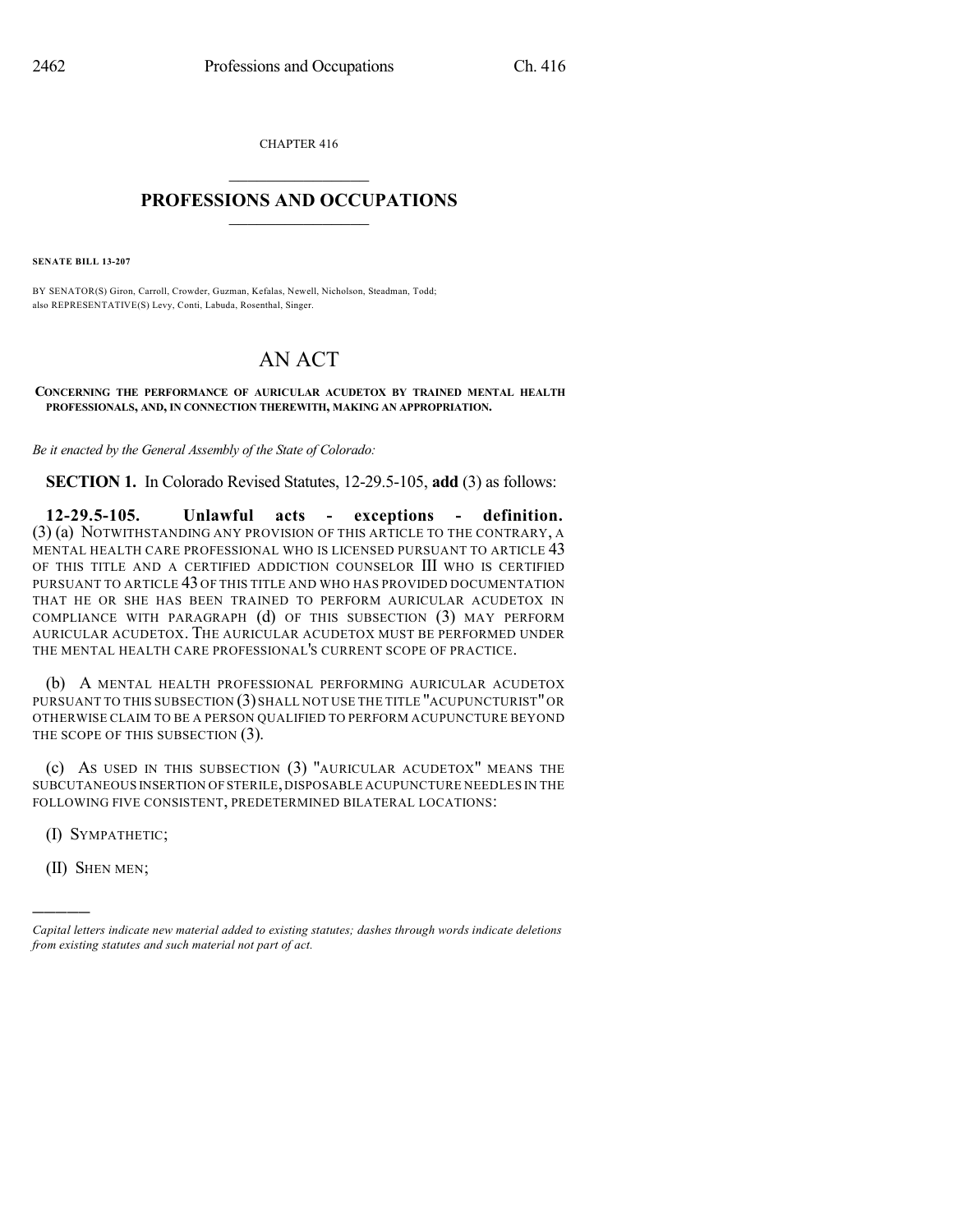CHAPTER 416

# PROFESSIONS AND OCCUPATIONS

**SENATE BILL 13-207**

BY SENATOR(S) Giron, Carroll, Crowder, Guzman, Kefalas, Newell, Nicholson, Steadman, Todd;
also REPRESENTATIVE(S) Levy, Conti, Labuda, Rosenthal, Singer.

# AN ACT

**CONCERNING THE PERFORMANCE OF AURICULAR ACUDETOX BY TRAINED MENTAL HEALTH PROFESSIONALS, AND, IN CONNECTION THEREWITH, MAKING AN APPROPRIATION.**

*Be it enacted by the General Assembly of the State of Colorado:*

**SECTION 1.** In Colorado Revised Statutes, 12-29.5-105, **add** (3) as follows:

**12-29.5-105. Unlawful acts - exceptions - definition.** (3) (a) NOTWITHSTANDING ANY PROVISION OF THIS ARTICLE TO THE CONTRARY, A MENTAL HEALTH CARE PROFESSIONAL WHO IS LICENSED PURSUANT TO ARTICLE 43 OF THIS TITLE AND A CERTIFIED ADDICTION COUNSELOR III WHO IS CERTIFIED PURSUANT TO ARTICLE 43 OF THIS TITLE AND WHO HAS PROVIDED DOCUMENTATION THAT HE OR SHE HAS BEEN TRAINED TO PERFORM AURICULAR ACUDETOX IN COMPLIANCE WITH PARAGRAPH (d) OF THIS SUBSECTION (3) MAY PERFORM AURICULAR ACUDETOX. THE AURICULAR ACUDETOX MUST BE PERFORMED UNDER THE MENTAL HEALTH CARE PROFESSIONAL'S CURRENT SCOPE OF PRACTICE.

(b) A MENTAL HEALTH PROFESSIONAL PERFORMING AURICULAR ACUDETOX PURSUANT TO THIS SUBSECTION (3) SHALL NOT USE THE TITLE "ACUPUNCTURIST" OR OTHERWISE CLAIM TO BE A PERSON QUALIFIED TO PERFORM ACUPUNCTURE BEYOND THE SCOPE OF THIS SUBSECTION (3).

(c) AS USED IN THIS SUBSECTION (3) "AURICULAR ACUDETOX" MEANS THE SUBCUTANEOUS INSERTION OF STERILE, DISPOSABLE ACUPUNCTURE NEEDLES IN THE FOLLOWING FIVE CONSISTENT, PREDETERMINED BILATERAL LOCATIONS:

(I) SYMPATHETIC;

(II) SHEN MEN;

*Capital letters indicate new material added to existing statutes; dashes through words indicate deletions from existing statutes and such material not part of act.*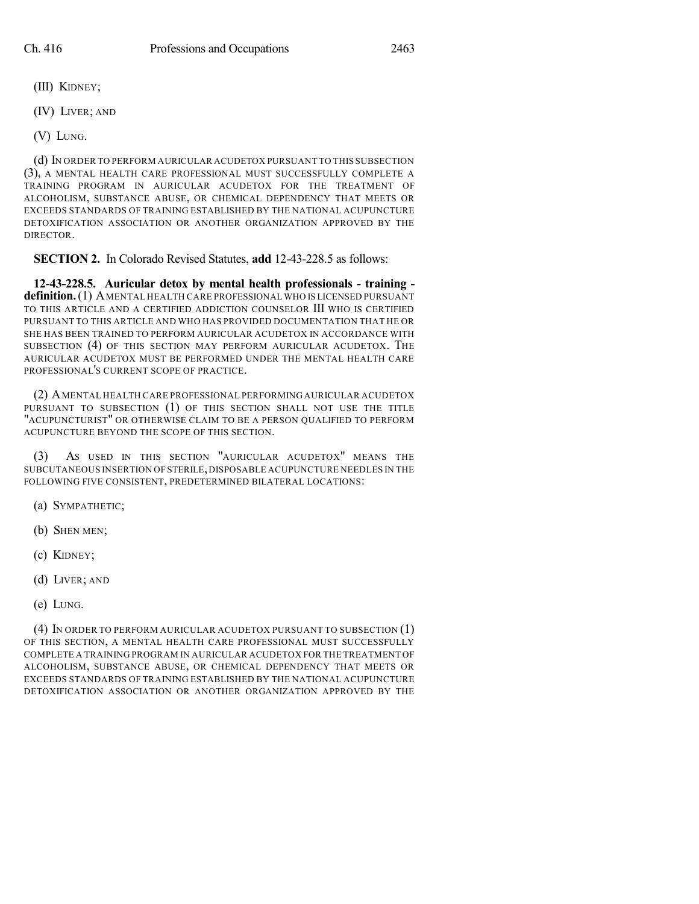(III) KIDNEY;

(IV) LIVER; AND

(V) LUNG.

(d) IN ORDER TO PERFORM AURICULAR ACUDETOX PURSUANT TO THIS SUBSECTION (3), A MENTAL HEALTH CARE PROFESSIONAL MUST SUCCESSFULLY COMPLETE A TRAINING PROGRAM IN AURICULAR ACUDETOX FOR THE TREATMENT OF ALCOHOLISM, SUBSTANCE ABUSE, OR CHEMICAL DEPENDENCY THAT MEETS OR EXCEEDS STANDARDS OF TRAINING ESTABLISHED BY THE NATIONAL ACUPUNCTURE DETOXIFICATION ASSOCIATION OR ANOTHER ORGANIZATION APPROVED BY THE DIRECTOR.

**SECTION 2.** In Colorado Revised Statutes, **add** 12-43-228.5 as follows:

**12-43-228.5. Auricular detox by mental health professionals - training - definition.** (1) A MENTAL HEALTH CARE PROFESSIONAL WHO IS LICENSED PURSUANT TO THIS ARTICLE AND A CERTIFIED ADDICTION COUNSELOR III WHO IS CERTIFIED PURSUANT TO THIS ARTICLE AND WHO HAS PROVIDED DOCUMENTATION THAT HE OR SHE HAS BEEN TRAINED TO PERFORM AURICULAR ACUDETOX IN ACCORDANCE WITH SUBSECTION (4) OF THIS SECTION MAY PERFORM AURICULAR ACUDETOX. THE AURICULAR ACUDETOX MUST BE PERFORMED UNDER THE MENTAL HEALTH CARE PROFESSIONAL'S CURRENT SCOPE OF PRACTICE.

(2) A MENTAL HEALTH CARE PROFESSIONAL PERFORMING AURICULAR ACUDETOX PURSUANT TO SUBSECTION (1) OF THIS SECTION SHALL NOT USE THE TITLE "ACUPUNCTURIST" OR OTHERWISE CLAIM TO BE A PERSON QUALIFIED TO PERFORM ACUPUNCTURE BEYOND THE SCOPE OF THIS SECTION.

(3) AS USED IN THIS SECTION "AURICULAR ACUDETOX" MEANS THE SUBCUTANEOUS INSERTION OF STERILE, DISPOSABLE ACUPUNCTURE NEEDLES IN THE FOLLOWING FIVE CONSISTENT, PREDETERMINED BILATERAL LOCATIONS:

(a) SYMPATHETIC;

(b) SHEN MEN;

(c) KIDNEY;

(d) LIVER; AND

(e) LUNG.

(4) IN ORDER TO PERFORM AURICULAR ACUDETOX PURSUANT TO SUBSECTION (1) OF THIS SECTION, A MENTAL HEALTH CARE PROFESSIONAL MUST SUCCESSFULLY COMPLETE A TRAINING PROGRAM IN AURICULAR ACUDETOX FOR THE TREATMENT OF ALCOHOLISM, SUBSTANCE ABUSE, OR CHEMICAL DEPENDENCY THAT MEETS OR EXCEEDS STANDARDS OF TRAINING ESTABLISHED BY THE NATIONAL ACUPUNCTURE DETOXIFICATION ASSOCIATION OR ANOTHER ORGANIZATION APPROVED BY THE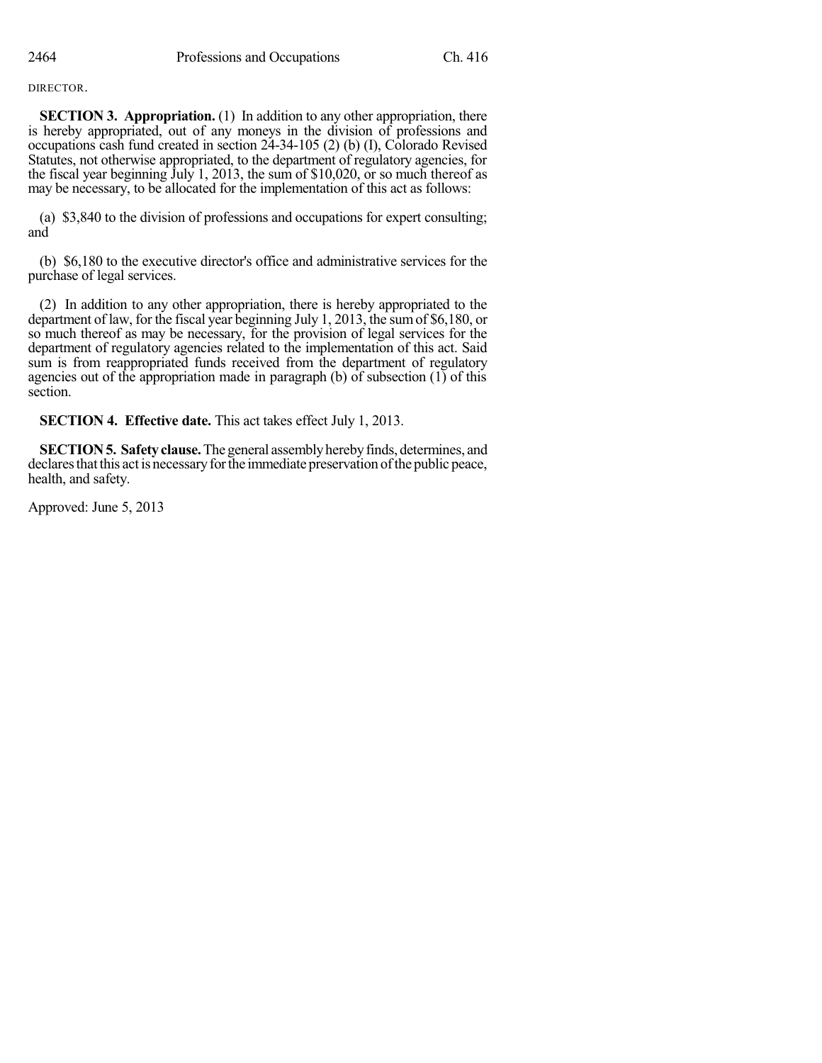DIRECTOR.

**SECTION 3. Appropriation.** (1) In addition to any other appropriation, there is hereby appropriated, out of any moneys in the division of professions and occupations cash fund created in section 24-34-105 (2) (b) (I), Colorado Revised Statutes, not otherwise appropriated, to the department of regulatory agencies, for the fiscal year beginning July 1, 2013, the sum of $10,020, or so much thereof as may be necessary, to be allocated for the implementation of this act as follows:

(a) $3,840 to the division of professions and occupations for expert consulting; and

(b) $6,180 to the executive director's office and administrative services for the purchase of legal services.

(2) In addition to any other appropriation, there is hereby appropriated to the department of law, for the fiscal year beginning July 1, 2013, the sum of $6,180, or so much thereof as may be necessary, for the provision of legal services for the department of regulatory agencies related to the implementation of this act. Said sum is from reappropriated funds received from the department of regulatory agencies out of the appropriation made in paragraph (b) of subsection (1) of this section.

**SECTION 4. Effective date.** This act takes effect July 1, 2013.

**SECTION 5. Safety clause.** The general assembly hereby finds, determines, and declares that this act is necessary for the immediate preservation of the public peace, health, and safety.

Approved: June 5, 2013